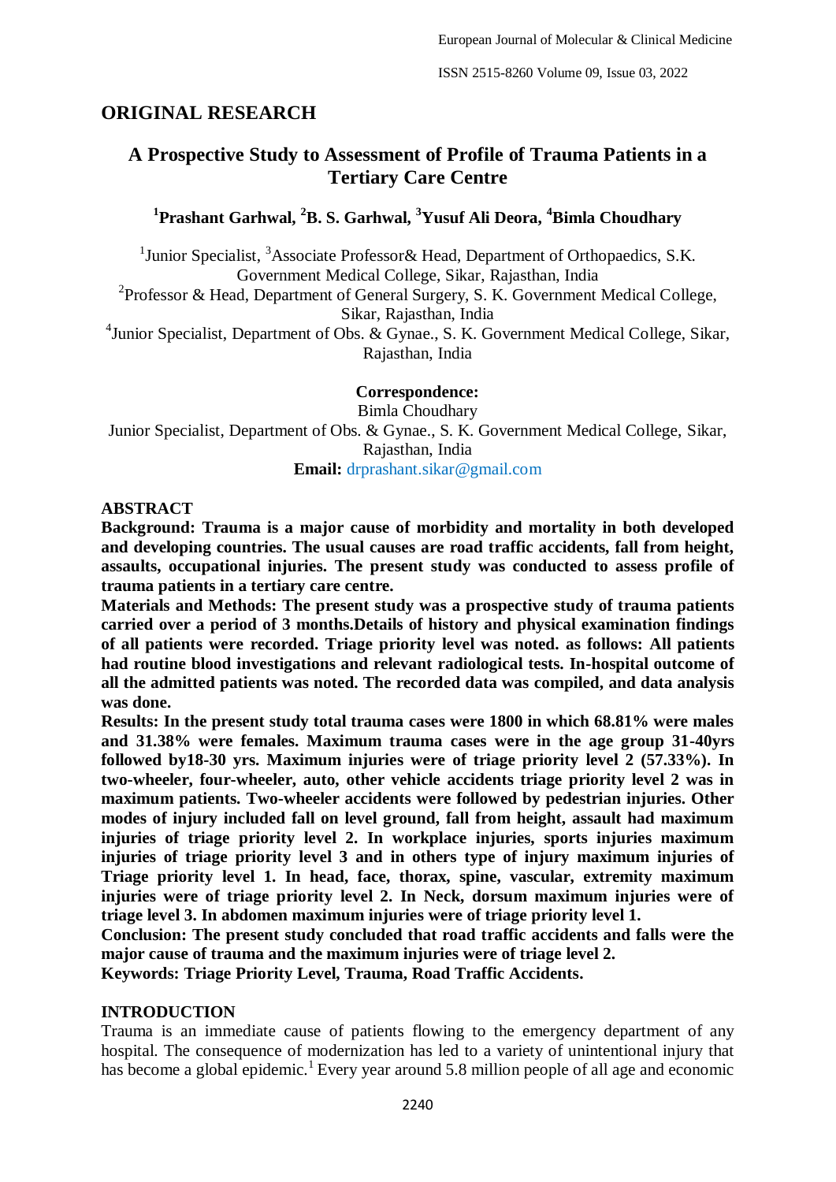## ORIGINAL RESEARCH

# A Prospective Study to Assessment of Profile of Trauma Patients in a Tertiary Care Centre

**[1]Prashant Garhwal, [2]B. S. Garhwal, [3]Yusuf Ali Deora, [4]Bimla Choudhary**

[1]Junior Specialist, [3]Associate Professor& Head, Department of Orthopaedics, S.K. Government Medical College, Sikar, Rajasthan, India

[2]Professor & Head, Department of General Surgery, S. K. Government Medical College, Sikar, Rajasthan, India

[4]Junior Specialist, Department of Obs. & Gynae., S. K. Government Medical College, Sikar, Rajasthan, India

**Correspondence:**
Bimla Choudhary
Junior Specialist, Department of Obs. & Gynae., S. K. Government Medical College, Sikar, Rajasthan, India
**Email:** drprashant.sikar@gmail.com

## ABSTRACT

**Background: Trauma is a major cause of morbidity and mortality in both developed and developing countries. The usual causes are road traffic accidents, fall from height, assaults, occupational injuries. The present study was conducted to assess profile of trauma patients in a tertiary care centre.**

**Materials and Methods: The present study was a prospective study of trauma patients carried over a period of 3 months.Details of history and physical examination findings of all patients were recorded. Triage priority level was noted. as follows: All patients had routine blood investigations and relevant radiological tests. In-hospital outcome of all the admitted patients was noted. The recorded data was compiled, and data analysis was done.**

**Results: In the present study total trauma cases were 1800 in which 68.81% were males and 31.38% were females. Maximum trauma cases were in the age group 31-40yrs followed by18-30 yrs. Maximum injuries were of triage priority level 2 (57.33%). In two-wheeler, four-wheeler, auto, other vehicle accidents triage priority level 2 was in maximum patients. Two-wheeler accidents were followed by pedestrian injuries. Other modes of injury included fall on level ground, fall from height, assault had maximum injuries of triage priority level 2. In workplace injuries, sports injuries maximum injuries of triage priority level 3 and in others type of injury maximum injuries of Triage priority level 1. In head, face, thorax, spine, vascular, extremity maximum injuries were of triage priority level 2. In Neck, dorsum maximum injuries were of triage level 3. In abdomen maximum injuries were of triage priority level 1.**

**Conclusion: The present study concluded that road traffic accidents and falls were the major cause of trauma and the maximum injuries were of triage level 2.**

**Keywords: Triage Priority Level, Trauma, Road Traffic Accidents.**

## INTRODUCTION

Trauma is an immediate cause of patients flowing to the emergency department of any hospital. The consequence of modernization has led to a variety of unintentional injury that has become a global epidemic.[1] Every year around 5.8 million people of all age and economic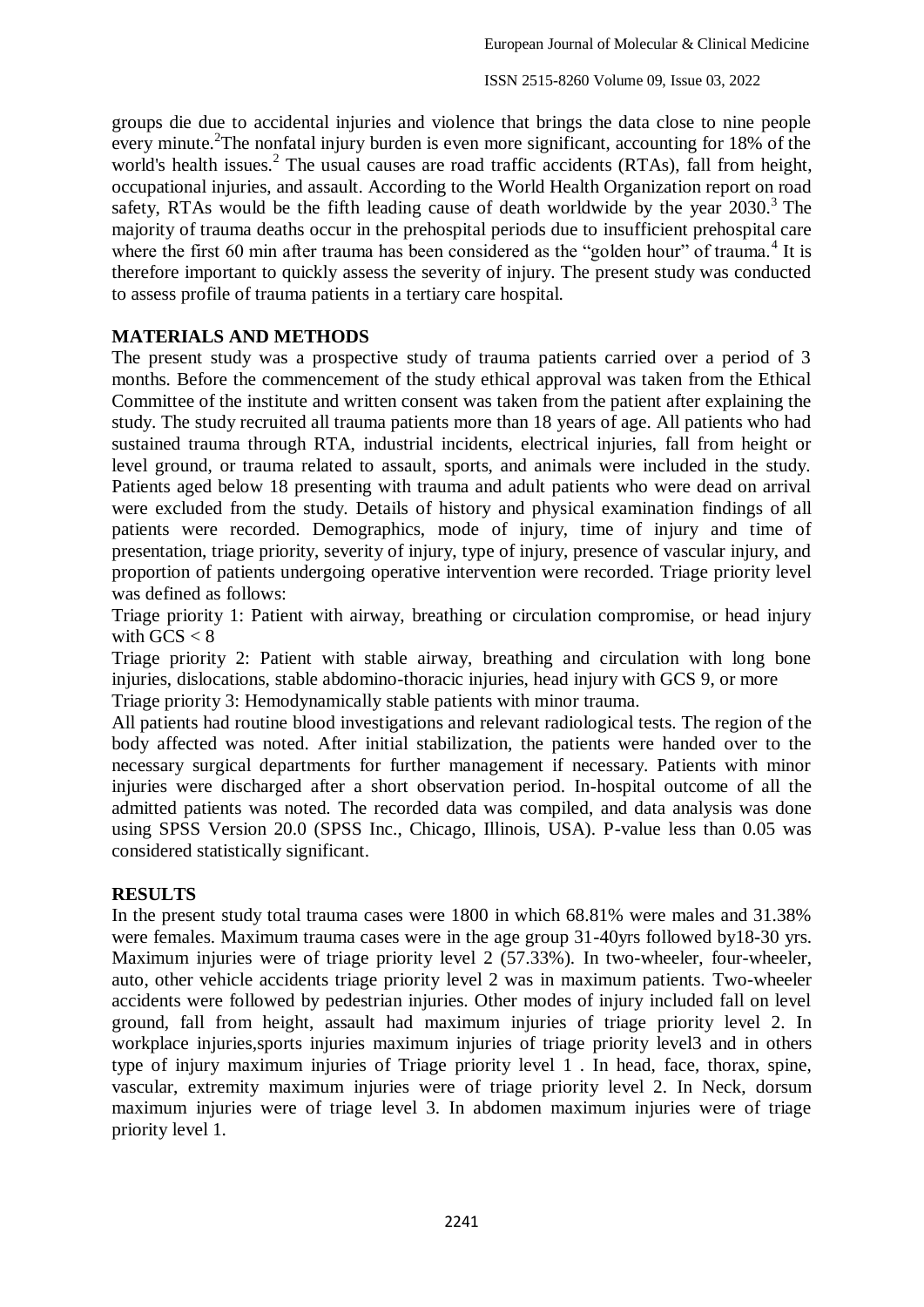groups die due to accidental injuries and violence that brings the data close to nine people every minute.[2]The nonfatal injury burden is even more significant, accounting for 18% of the world's health issues.[2] The usual causes are road traffic accidents (RTAs), fall from height, occupational injuries, and assault. According to the World Health Organization report on road safety, RTAs would be the fifth leading cause of death worldwide by the year 2030.[3] The majority of trauma deaths occur in the prehospital periods due to insufficient prehospital care where the first 60 min after trauma has been considered as the "golden hour" of trauma.[4] It is therefore important to quickly assess the severity of injury. The present study was conducted to assess profile of trauma patients in a tertiary care hospital.

## MATERIALS AND METHODS

The present study was a prospective study of trauma patients carried over a period of 3 months. Before the commencement of the study ethical approval was taken from the Ethical Committee of the institute and written consent was taken from the patient after explaining the study. The study recruited all trauma patients more than 18 years of age. All patients who had sustained trauma through RTA, industrial incidents, electrical injuries, fall from height or level ground, or trauma related to assault, sports, and animals were included in the study. Patients aged below 18 presenting with trauma and adult patients who were dead on arrival were excluded from the study. Details of history and physical examination findings of all patients were recorded. Demographics, mode of injury, time of injury and time of presentation, triage priority, severity of injury, type of injury, presence of vascular injury, and proportion of patients undergoing operative intervention were recorded. Triage priority level was defined as follows:

Triage priority 1: Patient with airway, breathing or circulation compromise, or head injury with GCS < 8

Triage priority 2: Patient with stable airway, breathing and circulation with long bone injuries, dislocations, stable abdomino-thoracic injuries, head injury with GCS 9, or more

Triage priority 3: Hemodynamically stable patients with minor trauma.

All patients had routine blood investigations and relevant radiological tests. The region of the body affected was noted. After initial stabilization, the patients were handed over to the necessary surgical departments for further management if necessary. Patients with minor injuries were discharged after a short observation period. In-hospital outcome of all the admitted patients was noted. The recorded data was compiled, and data analysis was done using SPSS Version 20.0 (SPSS Inc., Chicago, Illinois, USA). P-value less than 0.05 was considered statistically significant.

## RESULTS

In the present study total trauma cases were 1800 in which 68.81% were males and 31.38% were females. Maximum trauma cases were in the age group 31-40yrs followed by18-30 yrs. Maximum injuries were of triage priority level 2 (57.33%). In two-wheeler, four-wheeler, auto, other vehicle accidents triage priority level 2 was in maximum patients. Two-wheeler accidents were followed by pedestrian injuries. Other modes of injury included fall on level ground, fall from height, assault had maximum injuries of triage priority level 2. In workplace injuries,sports injuries maximum injuries of triage priority level3 and in others type of injury maximum injuries of Triage priority level 1 . In head, face, thorax, spine, vascular, extremity maximum injuries were of triage priority level 2. In Neck, dorsum maximum injuries were of triage level 3. In abdomen maximum injuries were of triage priority level 1.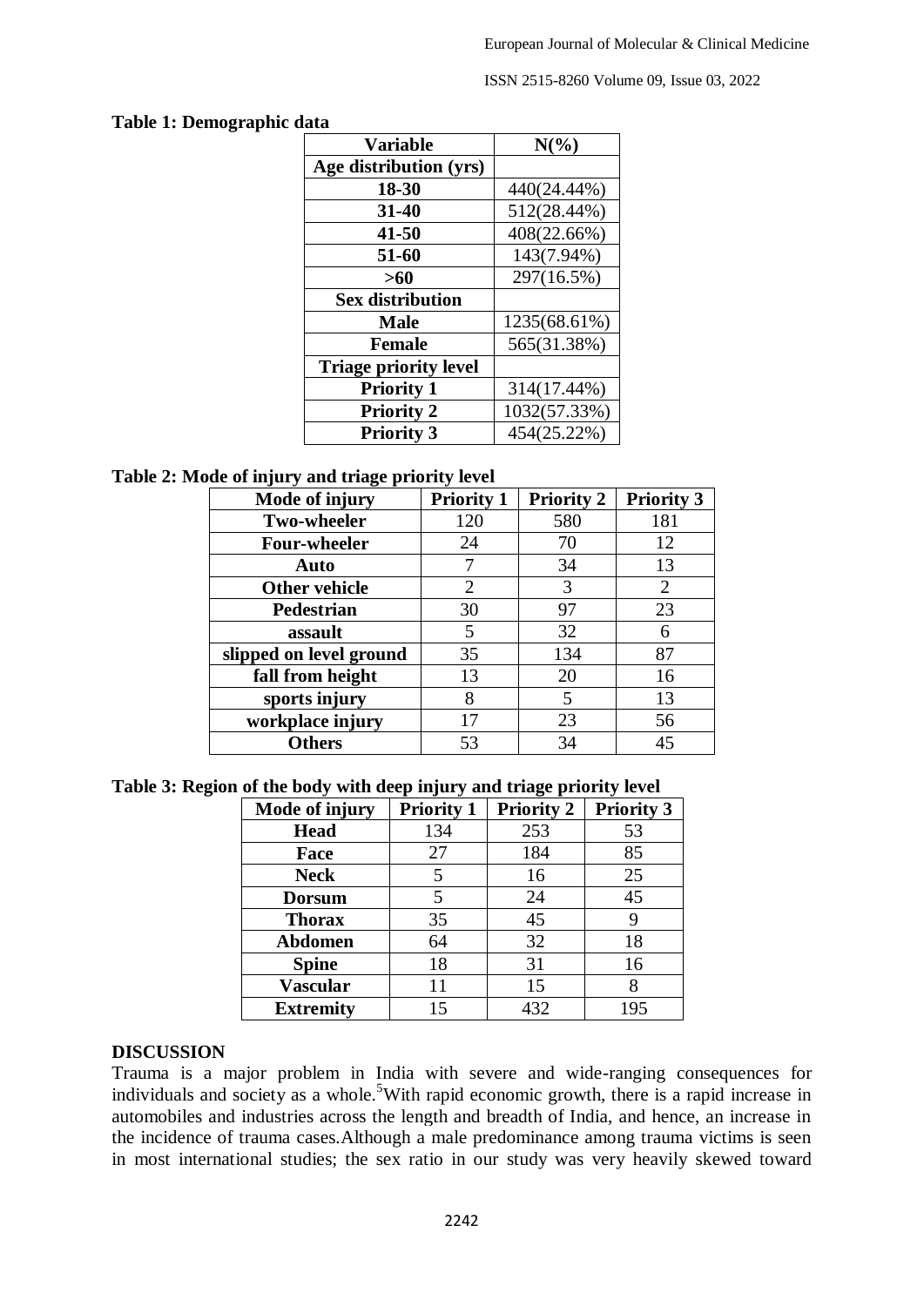**Table 1: Demographic data**

| Variable | N(%) |
|---|---|
| **Age distribution (yrs)** | |
| **18-30** | 440(24.44%) |
| **31-40** | 512(28.44%) |
| **41-50** | 408(22.66%) |
| **51-60** | 143(7.94%) |
| **>60** | 297(16.5%) |
| **Sex distribution** | |
| **Male** | 1235(68.61%) |
| **Female** | 565(31.38%) |
| **Triage priority level** | |
| **Priority 1** | 314(17.44%) |
| **Priority 2** | 1032(57.33%) |
| **Priority 3** | 454(25.22%) |

**Table 2: Mode of injury and triage priority level**

| Mode of injury | Priority 1 | Priority 2 | Priority 3 |
|---|---|---|---|
| **Two-wheeler** | 120 | 580 | 181 |
| **Four-wheeler** | 24 | 70 | 12 |
| **Auto** | 7 | 34 | 13 |
| **Other vehicle** | 2 | 3 | 2 |
| **Pedestrian** | 30 | 97 | 23 |
| **assault** | 5 | 32 | 6 |
| **slipped on level ground** | 35 | 134 | 87 |
| **fall from height** | 13 | 20 | 16 |
| **sports injury** | 8 | 5 | 13 |
| **workplace injury** | 17 | 23 | 56 |
| **Others** | 53 | 34 | 45 |

**Table 3: Region of the body with deep injury and triage priority level**

| Mode of injury | Priority 1 | Priority 2 | Priority 3 |
|---|---|---|---|
| **Head** | 134 | 253 | 53 |
| **Face** | 27 | 184 | 85 |
| **Neck** | 5 | 16 | 25 |
| **Dorsum** | 5 | 24 | 45 |
| **Thorax** | 35 | 45 | 9 |
| **Abdomen** | 64 | 32 | 18 |
| **Spine** | 18 | 31 | 16 |
| **Vascular** | 11 | 15 | 8 |
| **Extremity** | 15 | 432 | 195 |

## DISCUSSION

Trauma is a major problem in India with severe and wide-ranging consequences for individuals and society as a whole.[5]With rapid economic growth, there is a rapid increase in automobiles and industries across the length and breadth of India, and hence, an increase in the incidence of trauma cases.Although a male predominance among trauma victims is seen in most international studies; the sex ratio in our study was very heavily skewed toward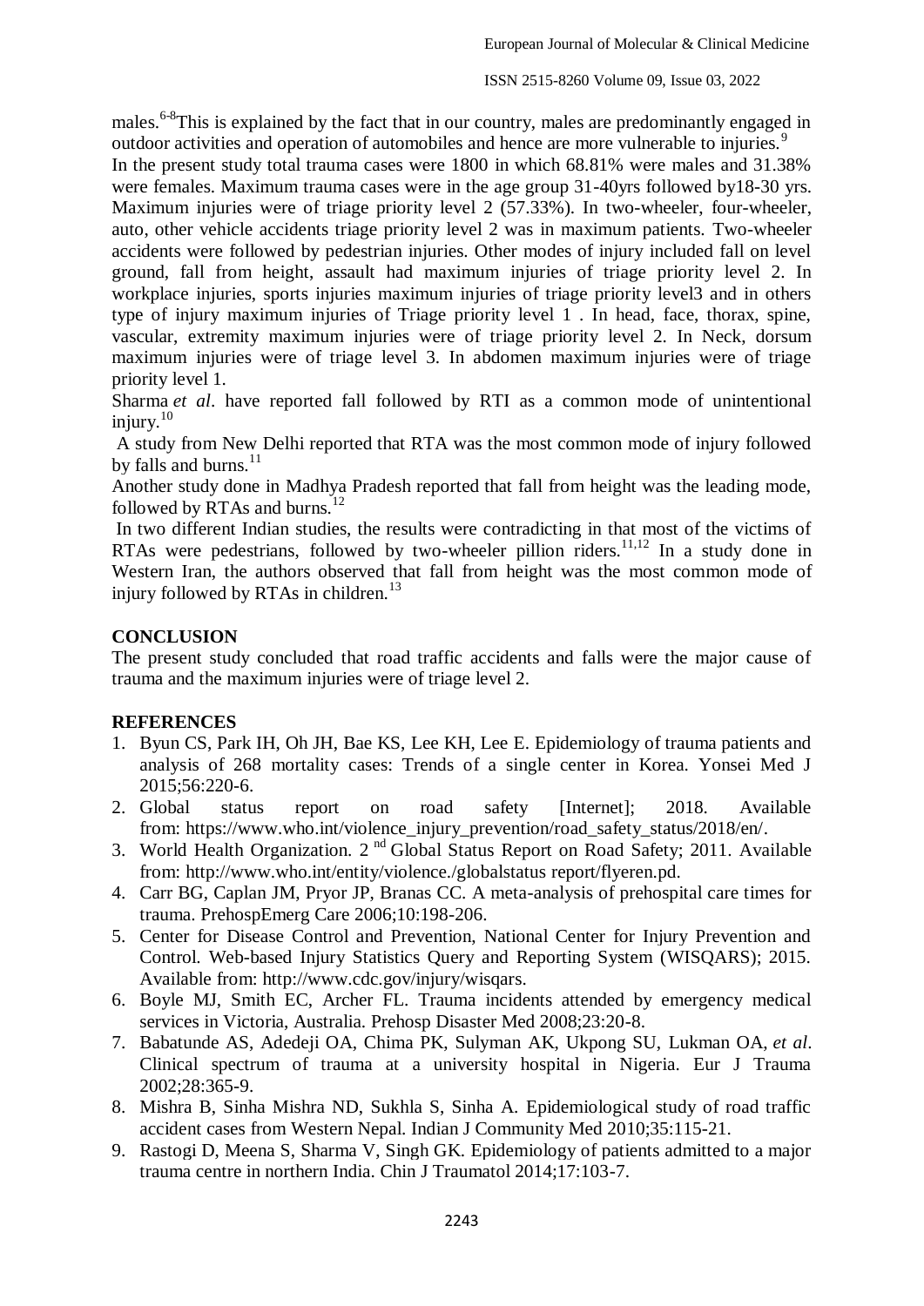males.[6-8]This is explained by the fact that in our country, males are predominantly engaged in outdoor activities and operation of automobiles and hence are more vulnerable to injuries.[9]

In the present study total trauma cases were 1800 in which 68.81% were males and 31.38% were females. Maximum trauma cases were in the age group 31-40yrs followed by18-30 yrs. Maximum injuries were of triage priority level 2 (57.33%). In two-wheeler, four-wheeler, auto, other vehicle accidents triage priority level 2 was in maximum patients. Two-wheeler accidents were followed by pedestrian injuries. Other modes of injury included fall on level ground, fall from height, assault had maximum injuries of triage priority level 2. In workplace injuries, sports injuries maximum injuries of triage priority level3 and in others type of injury maximum injuries of Triage priority level 1 . In head, face, thorax, spine, vascular, extremity maximum injuries were of triage priority level 2. In Neck, dorsum maximum injuries were of triage level 3. In abdomen maximum injuries were of triage priority level 1.

Sharma *et al*. have reported fall followed by RTI as a common mode of unintentional injury.[10]

A study from New Delhi reported that RTA was the most common mode of injury followed by falls and burns.[11]

Another study done in Madhya Pradesh reported that fall from height was the leading mode, followed by RTAs and burns.[12]

In two different Indian studies, the results were contradicting in that most of the victims of RTAs were pedestrians, followed by two-wheeler pillion riders.[11,12] In a study done in Western Iran, the authors observed that fall from height was the most common mode of injury followed by RTAs in children.[13]

## CONCLUSION

The present study concluded that road traffic accidents and falls were the major cause of trauma and the maximum injuries were of triage level 2.

## REFERENCES

1. Byun CS, Park IH, Oh JH, Bae KS, Lee KH, Lee E. Epidemiology of trauma patients and analysis of 268 mortality cases: Trends of a single center in Korea. Yonsei Med J 2015;56:220-6.
2. Global status report on road safety [Internet]; 2018. Available from: https://www.who.int/violence_injury_prevention/road_safety_status/2018/en/.
3. World Health Organization. 2[nd] Global Status Report on Road Safety; 2011. Available from: http://www.who.int/entity/violence./globalstatus report/flyeren.pd.
4. Carr BG, Caplan JM, Pryor JP, Branas CC. A meta-analysis of prehospital care times for trauma. PrehospEmerg Care 2006;10:198-206.
5. Center for Disease Control and Prevention, National Center for Injury Prevention and Control. Web-based Injury Statistics Query and Reporting System (WISQARS); 2015. Available from: http://www.cdc.gov/injury/wisqars.
6. Boyle MJ, Smith EC, Archer FL. Trauma incidents attended by emergency medical services in Victoria, Australia. Prehosp Disaster Med 2008;23:20-8.
7. Babatunde AS, Adedeji OA, Chima PK, Sulyman AK, Ukpong SU, Lukman OA, *et al*. Clinical spectrum of trauma at a university hospital in Nigeria. Eur J Trauma 2002;28:365-9.
8. Mishra B, Sinha Mishra ND, Sukhla S, Sinha A. Epidemiological study of road traffic accident cases from Western Nepal. Indian J Community Med 2010;35:115-21.
9. Rastogi D, Meena S, Sharma V, Singh GK. Epidemiology of patients admitted to a major trauma centre in northern India. Chin J Traumatol 2014;17:103-7.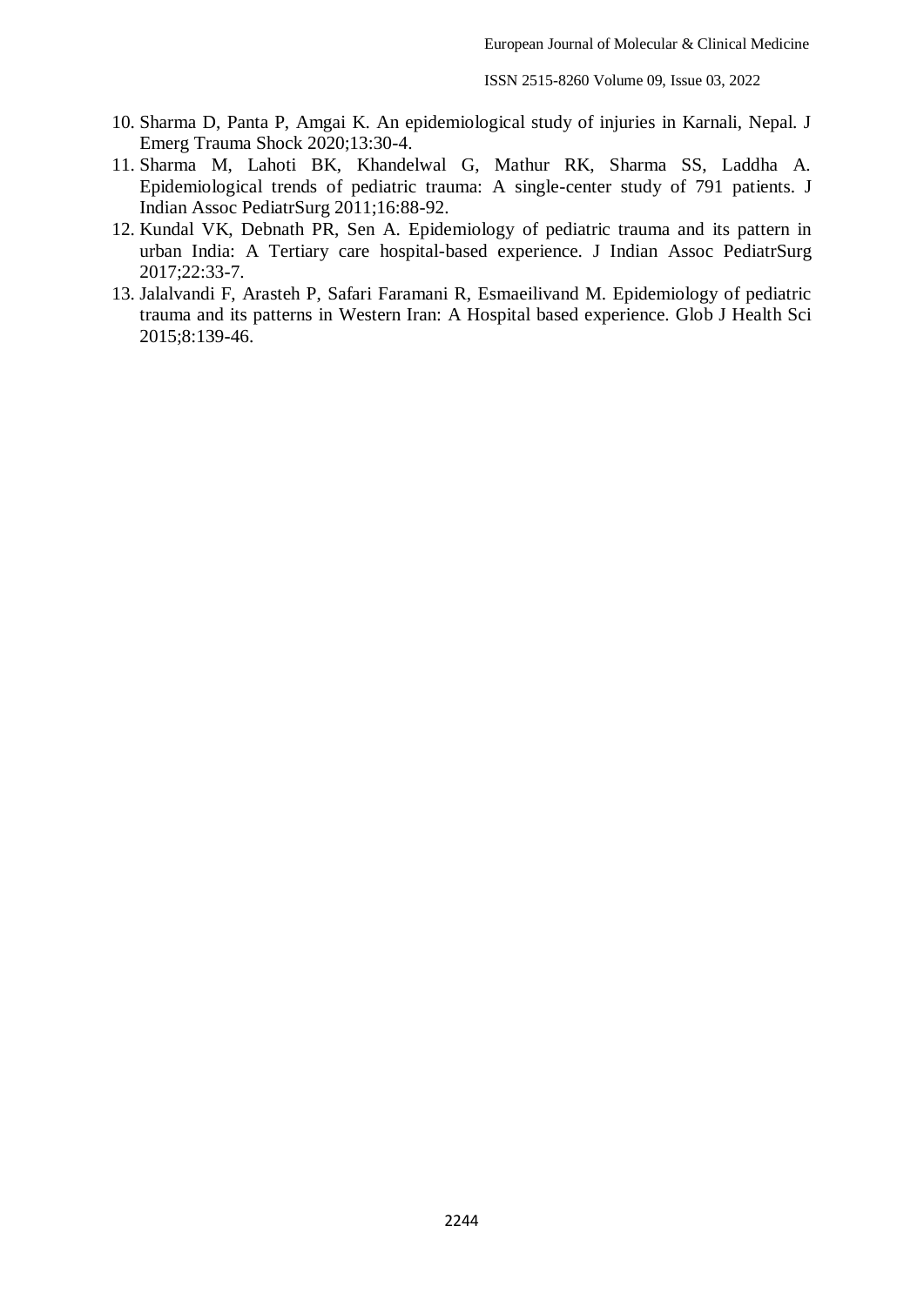10. Sharma D, Panta P, Amgai K. An epidemiological study of injuries in Karnali, Nepal. J Emerg Trauma Shock 2020;13:30-4.
11. Sharma M, Lahoti BK, Khandelwal G, Mathur RK, Sharma SS, Laddha A. Epidemiological trends of pediatric trauma: A single-center study of 791 patients. J Indian Assoc PediatrSurg 2011;16:88-92.
12. Kundal VK, Debnath PR, Sen A. Epidemiology of pediatric trauma and its pattern in urban India: A Tertiary care hospital-based experience. J Indian Assoc PediatrSurg 2017;22:33-7.
13. Jalalvandi F, Arasteh P, Safari Faramani R, Esmaeilivand M. Epidemiology of pediatric trauma and its patterns in Western Iran: A Hospital based experience. Glob J Health Sci 2015;8:139-46.